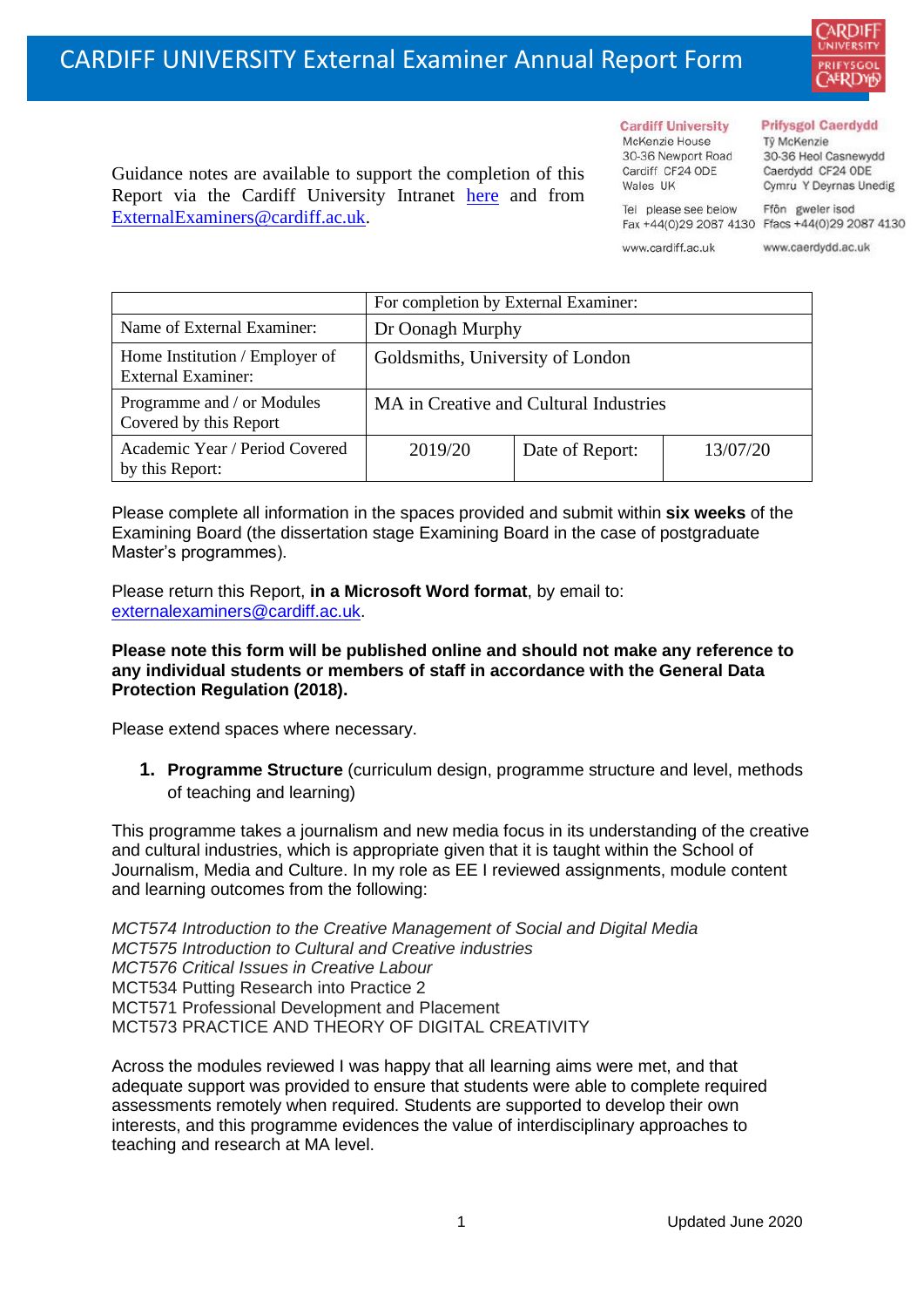# CARDIFF UNIVERSITY External Examiner Annual Report Form

Cardiff University
McKenzie House
30-36 Newport Road
Cardiff CF24 0DE
Wales UK

Prifysgol Caerdydd
Tŷ McKenzie
30-36 Heol Casnewydd
Caerdydd CF24 0DE
Cymru Y Deyrnas Unedig

Tel please see below
Fax +44(0)29 2087 4130

Ffôn gweler isod
Ffacs +44(0)29 2087 4130

www.cardiff.ac.uk

www.caerdydd.ac.uk

Guidance notes are available to support the completion of this Report via the Cardiff University Intranet here and from ExternalExaminers@cardiff.ac.uk.

| | For completion by External Examiner: | | |
|---|---|---|---|
| Name of External Examiner: | Dr Oonagh Murphy | | |
| Home Institution / Employer of External Examiner: | Goldsmiths, University of London | | |
| Programme and / or Modules Covered by this Report | MA in Creative and Cultural Industries | | |
| Academic Year / Period Covered by this Report: | 2019/20 | Date of Report: | 13/07/20 |

Please complete all information in the spaces provided and submit within **six weeks** of the Examining Board (the dissertation stage Examining Board in the case of postgraduate Master's programmes).

Please return this Report, **in a Microsoft Word format**, by email to: externalexaminers@cardiff.ac.uk.

**Please note this form will be published online and should not make any reference to any individual students or members of staff in accordance with the General Data Protection Regulation (2018).**

Please extend spaces where necessary.

1. **Programme Structure** (curriculum design, programme structure and level, methods of teaching and learning)

This programme takes a journalism and new media focus in its understanding of the creative and cultural industries, which is appropriate given that it is taught within the School of Journalism, Media and Culture. In my role as EE I reviewed assignments, module content and learning outcomes from the following:

*MCT574 Introduction to the Creative Management of Social and Digital Media*
*MCT575 Introduction to Cultural and Creative industries*
*MCT576 Critical Issues in Creative Labour*
MCT534 Putting Research into Practice 2
MCT571 Professional Development and Placement
MCT573 PRACTICE AND THEORY OF DIGITAL CREATIVITY

Across the modules reviewed I was happy that all learning aims were met, and that adequate support was provided to ensure that students were able to complete required assessments remotely when required. Students are supported to develop their own interests, and this programme evidences the value of interdisciplinary approaches to teaching and research at MA level.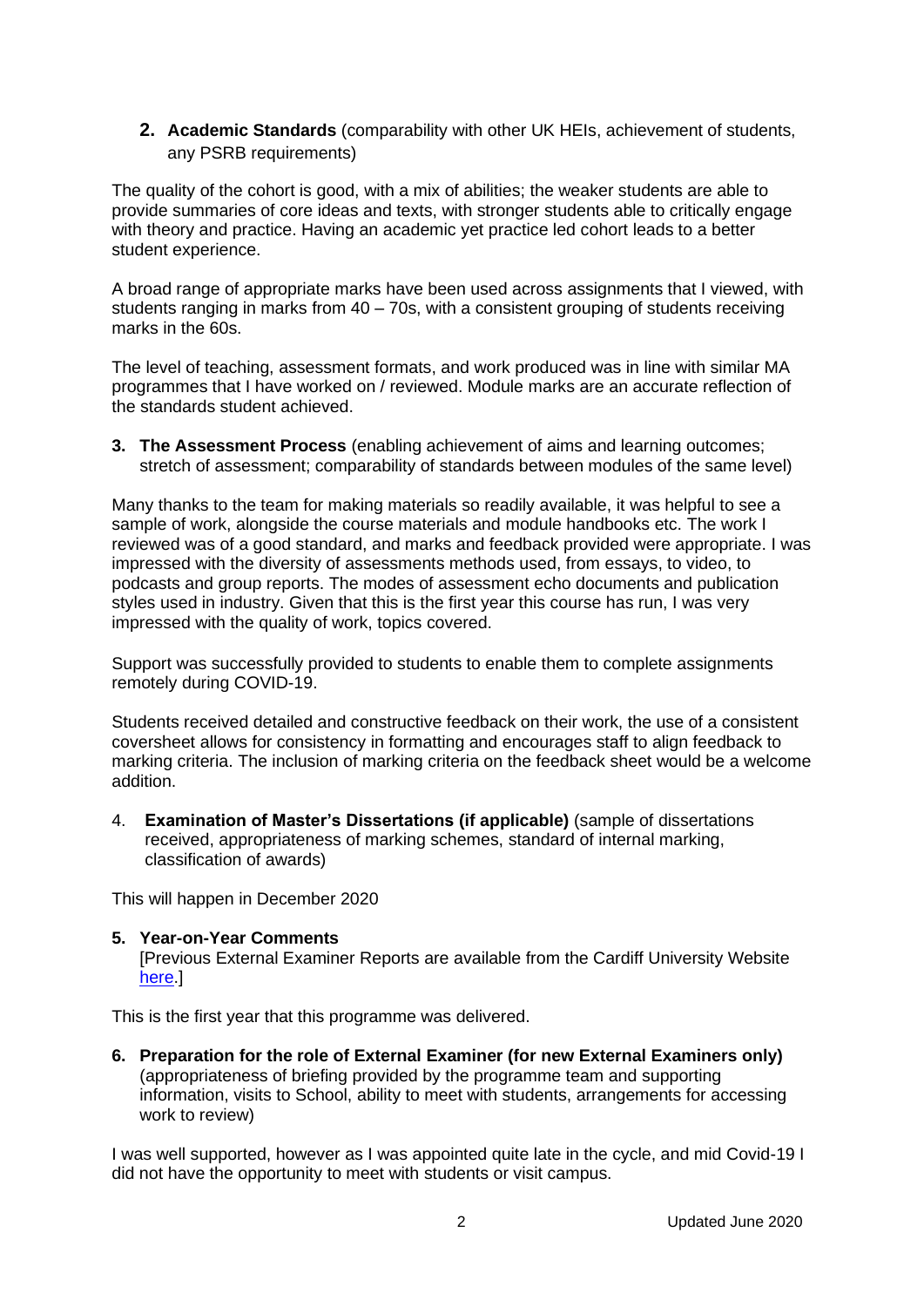**2. Academic Standards** (comparability with other UK HEIs, achievement of students, any PSRB requirements)

The quality of the cohort is good, with a mix of abilities; the weaker students are able to provide summaries of core ideas and texts, with stronger students able to critically engage with theory and practice. Having an academic yet practice led cohort leads to a better student experience.

A broad range of appropriate marks have been used across assignments that I viewed, with students ranging in marks from 40 – 70s, with a consistent grouping of students receiving marks in the 60s.

The level of teaching, assessment formats, and work produced was in line with similar MA programmes that I have worked on / reviewed. Module marks are an accurate reflection of the standards student achieved.

**3. The Assessment Process** (enabling achievement of aims and learning outcomes; stretch of assessment; comparability of standards between modules of the same level)

Many thanks to the team for making materials so readily available, it was helpful to see a sample of work, alongside the course materials and module handbooks etc. The work I reviewed was of a good standard, and marks and feedback provided were appropriate. I was impressed with the diversity of assessments methods used, from essays, to video, to podcasts and group reports. The modes of assessment echo documents and publication styles used in industry. Given that this is the first year this course has run, I was very impressed with the quality of work, topics covered.

Support was successfully provided to students to enable them to complete assignments remotely during COVID-19.

Students received detailed and constructive feedback on their work, the use of a consistent coversheet allows for consistency in formatting and encourages staff to align feedback to marking criteria. The inclusion of marking criteria on the feedback sheet would be a welcome addition.

4. **Examination of Master's Dissertations (if applicable)** (sample of dissertations received, appropriateness of marking schemes, standard of internal marking, classification of awards)

This will happen in December 2020

**5. Year-on-Year Comments**
[Previous External Examiner Reports are available from the Cardiff University Website here.]

This is the first year that this programme was delivered.

**6. Preparation for the role of External Examiner (for new External Examiners only)** (appropriateness of briefing provided by the programme team and supporting information, visits to School, ability to meet with students, arrangements for accessing work to review)

I was well supported, however as I was appointed quite late in the cycle, and mid Covid-19 I did not have the opportunity to meet with students or visit campus.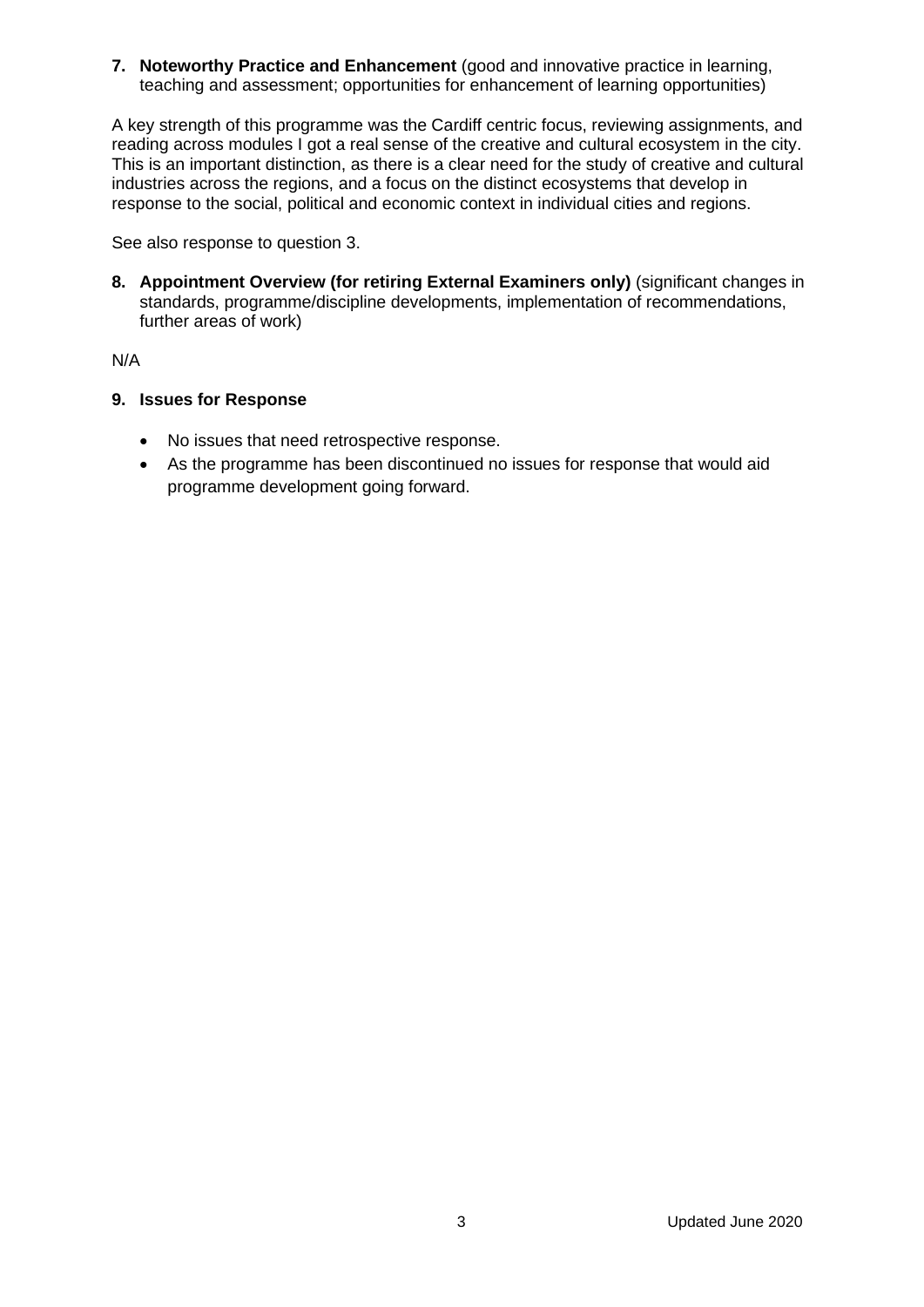**7. Noteworthy Practice and Enhancement** (good and innovative practice in learning, teaching and assessment; opportunities for enhancement of learning opportunities)

A key strength of this programme was the Cardiff centric focus, reviewing assignments, and reading across modules I got a real sense of the creative and cultural ecosystem in the city. This is an important distinction, as there is a clear need for the study of creative and cultural industries across the regions, and a focus on the distinct ecosystems that develop in response to the social, political and economic context in individual cities and regions.

See also response to question 3.

**8. Appointment Overview (for retiring External Examiners only)** (significant changes in standards, programme/discipline developments, implementation of recommendations, further areas of work)

N/A

**9. Issues for Response**

- No issues that need retrospective response.
- As the programme has been discontinued no issues for response that would aid programme development going forward.